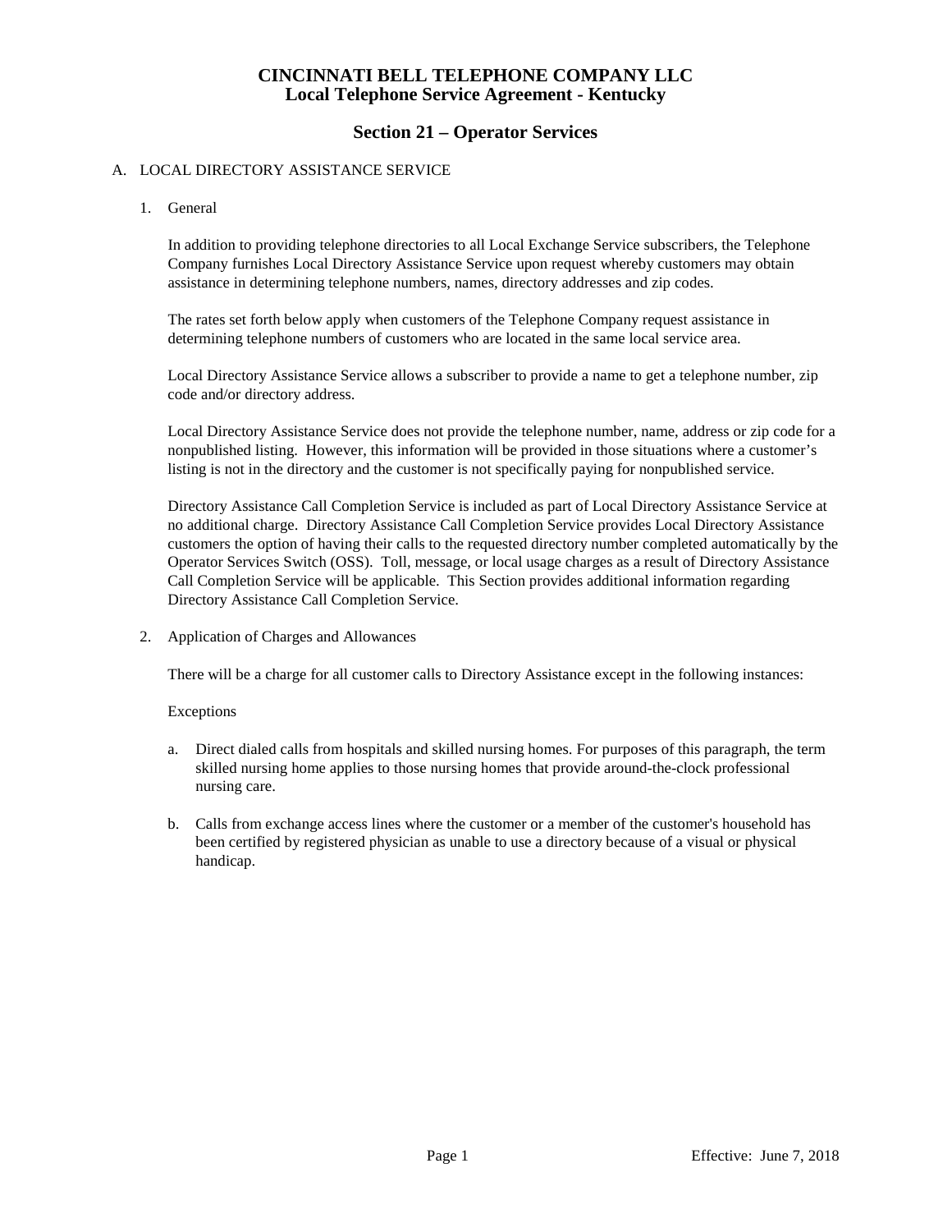# CINCINNATI BELL TELEPHONE COMPANY LLC
# Local Telephone Service Agreement - Kentucky

## Section 21 – Operator Services

A. LOCAL DIRECTORY ASSISTANCE SERVICE

1. General

   In addition to providing telephone directories to all Local Exchange Service subscribers, the Telephone Company furnishes Local Directory Assistance Service upon request whereby customers may obtain assistance in determining telephone numbers, names, directory addresses and zip codes.

   The rates set forth below apply when customers of the Telephone Company request assistance in determining telephone numbers of customers who are located in the same local service area.

   Local Directory Assistance Service allows a subscriber to provide a name to get a telephone number, zip code and/or directory address.

   Local Directory Assistance Service does not provide the telephone number, name, address or zip code for a nonpublished listing. However, this information will be provided in those situations where a customer's listing is not in the directory and the customer is not specifically paying for nonpublished service.

   Directory Assistance Call Completion Service is included as part of Local Directory Assistance Service at no additional charge. Directory Assistance Call Completion Service provides Local Directory Assistance customers the option of having their calls to the requested directory number completed automatically by the Operator Services Switch (OSS). Toll, message, or local usage charges as a result of Directory Assistance Call Completion Service will be applicable. This Section provides additional information regarding Directory Assistance Call Completion Service.

2. Application of Charges and Allowances

   There will be a charge for all customer calls to Directory Assistance except in the following instances:

   Exceptions

   a. Direct dialed calls from hospitals and skilled nursing homes. For purposes of this paragraph, the term skilled nursing home applies to those nursing homes that provide around-the-clock professional nursing care.

   b. Calls from exchange access lines where the customer or a member of the customer's household has been certified by registered physician as unable to use a directory because of a visual or physical handicap.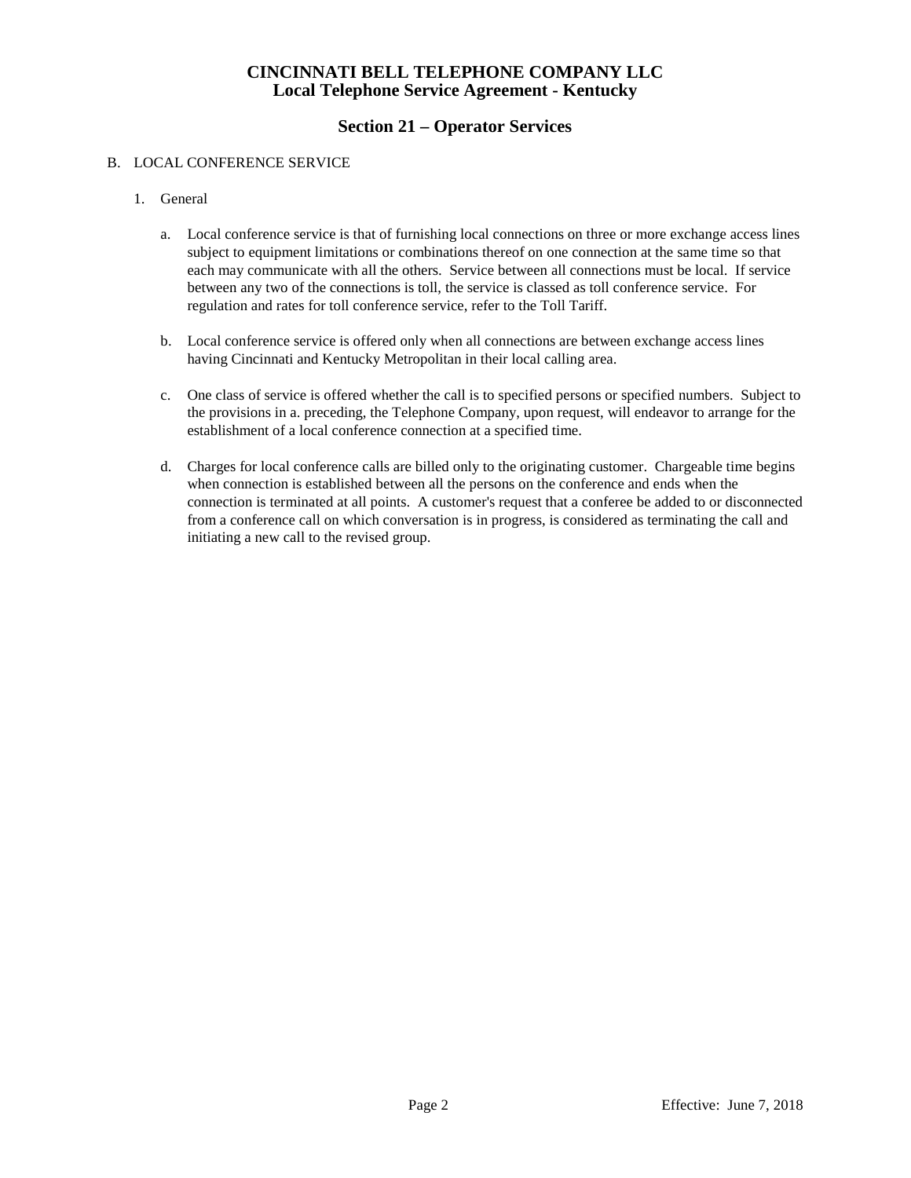# CINCINNATI BELL TELEPHONE COMPANY LLC
# Local Telephone Service Agreement - Kentucky

## Section 21 – Operator Services

B. LOCAL CONFERENCE SERVICE

1. General

   a. Local conference service is that of furnishing local connections on three or more exchange access lines subject to equipment limitations or combinations thereof on one connection at the same time so that each may communicate with all the others. Service between all connections must be local. If service between any two of the connections is toll, the service is classed as toll conference service. For regulation and rates for toll conference service, refer to the Toll Tariff.

   b. Local conference service is offered only when all connections are between exchange access lines having Cincinnati and Kentucky Metropolitan in their local calling area.

   c. One class of service is offered whether the call is to specified persons or specified numbers. Subject to the provisions in a. preceding, the Telephone Company, upon request, will endeavor to arrange for the establishment of a local conference connection at a specified time.

   d. Charges for local conference calls are billed only to the originating customer. Chargeable time begins when connection is established between all the persons on the conference and ends when the connection is terminated at all points. A customer's request that a conferee be added to or disconnected from a conference call on which conversation is in progress, is considered as terminating the call and initiating a new call to the revised group.

Effective: June 7, 2018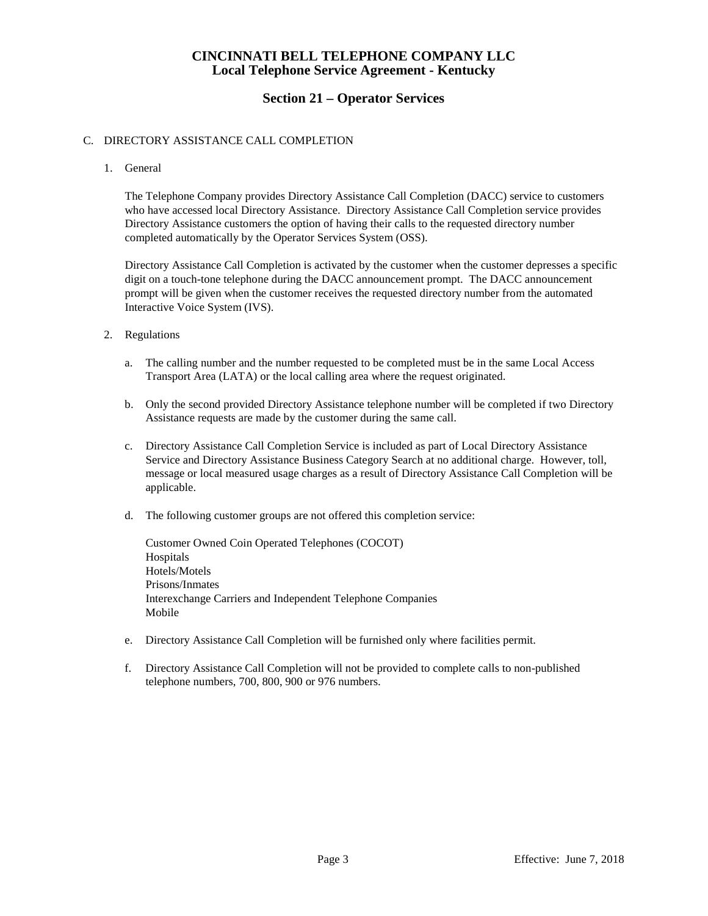# CINCINNATI BELL TELEPHONE COMPANY LLC
# Local Telephone Service Agreement - Kentucky

## Section 21 – Operator Services

C. DIRECTORY ASSISTANCE CALL COMPLETION

1. General

   The Telephone Company provides Directory Assistance Call Completion (DACC) service to customers who have accessed local Directory Assistance. Directory Assistance Call Completion service provides Directory Assistance customers the option of having their calls to the requested directory number completed automatically by the Operator Services System (OSS).

   Directory Assistance Call Completion is activated by the customer when the customer depresses a specific digit on a touch-tone telephone during the DACC announcement prompt. The DACC announcement prompt will be given when the customer receives the requested directory number from the automated Interactive Voice System (IVS).

2. Regulations

   a. The calling number and the number requested to be completed must be in the same Local Access Transport Area (LATA) or the local calling area where the request originated.

   b. Only the second provided Directory Assistance telephone number will be completed if two Directory Assistance requests are made by the customer during the same call.

   c. Directory Assistance Call Completion Service is included as part of Local Directory Assistance Service and Directory Assistance Business Category Search at no additional charge. However, toll, message or local measured usage charges as a result of Directory Assistance Call Completion will be applicable.

   d. The following customer groups are not offered this completion service:

      Customer Owned Coin Operated Telephones (COCOT)
      Hospitals
      Hotels/Motels
      Prisons/Inmates
      Interexchange Carriers and Independent Telephone Companies
      Mobile

   e. Directory Assistance Call Completion will be furnished only where facilities permit.

   f. Directory Assistance Call Completion will not be provided to complete calls to non-published telephone numbers, 700, 800, 900 or 976 numbers.

Effective: June 7, 2018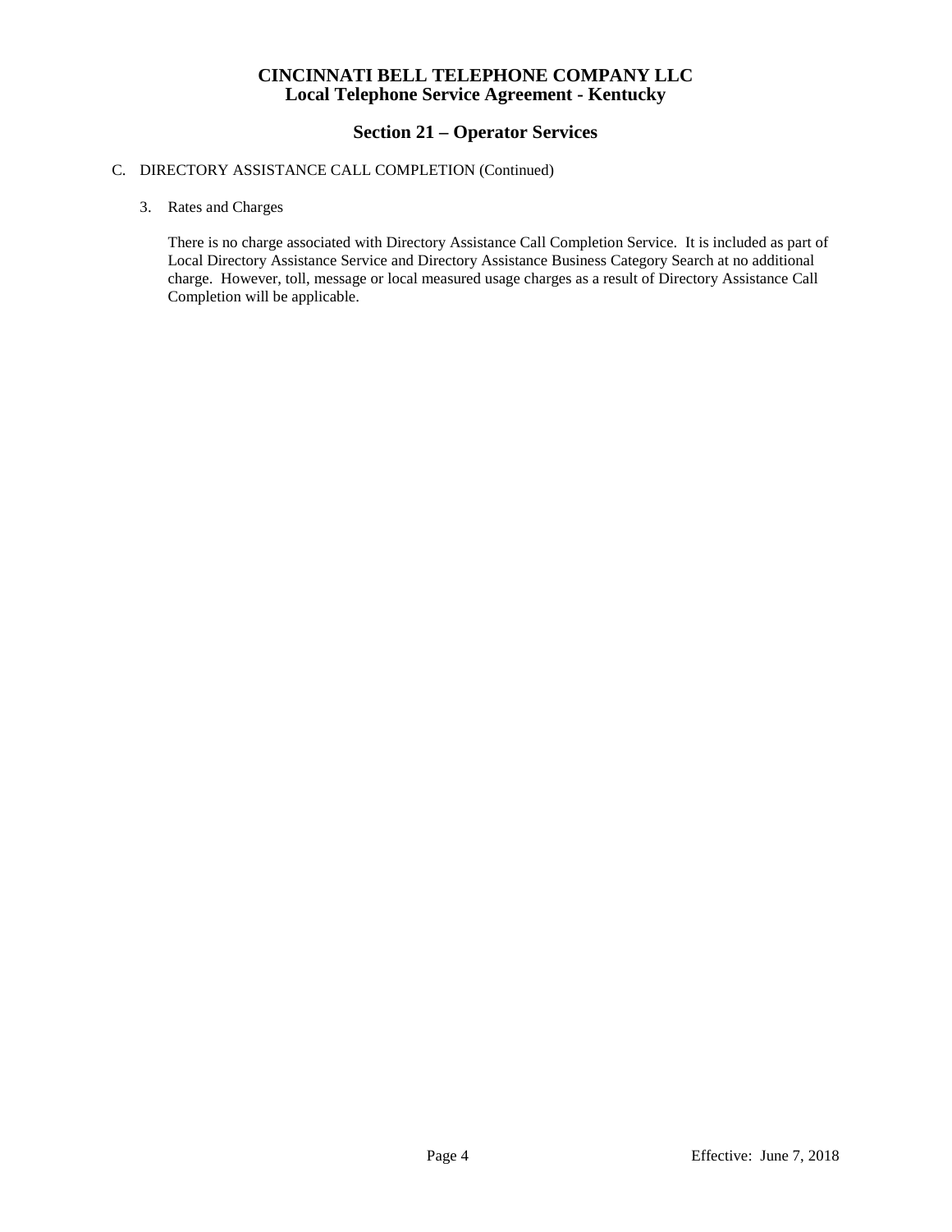C. DIRECTORY ASSISTANCE CALL COMPLETION (Continued)

3. Rates and Charges

   There is no charge associated with Directory Assistance Call Completion Service. It is included as part of Local Directory Assistance Service and Directory Assistance Business Category Search at no additional charge. However, toll, message or local measured usage charges as a result of Directory Assistance Call Completion will be applicable.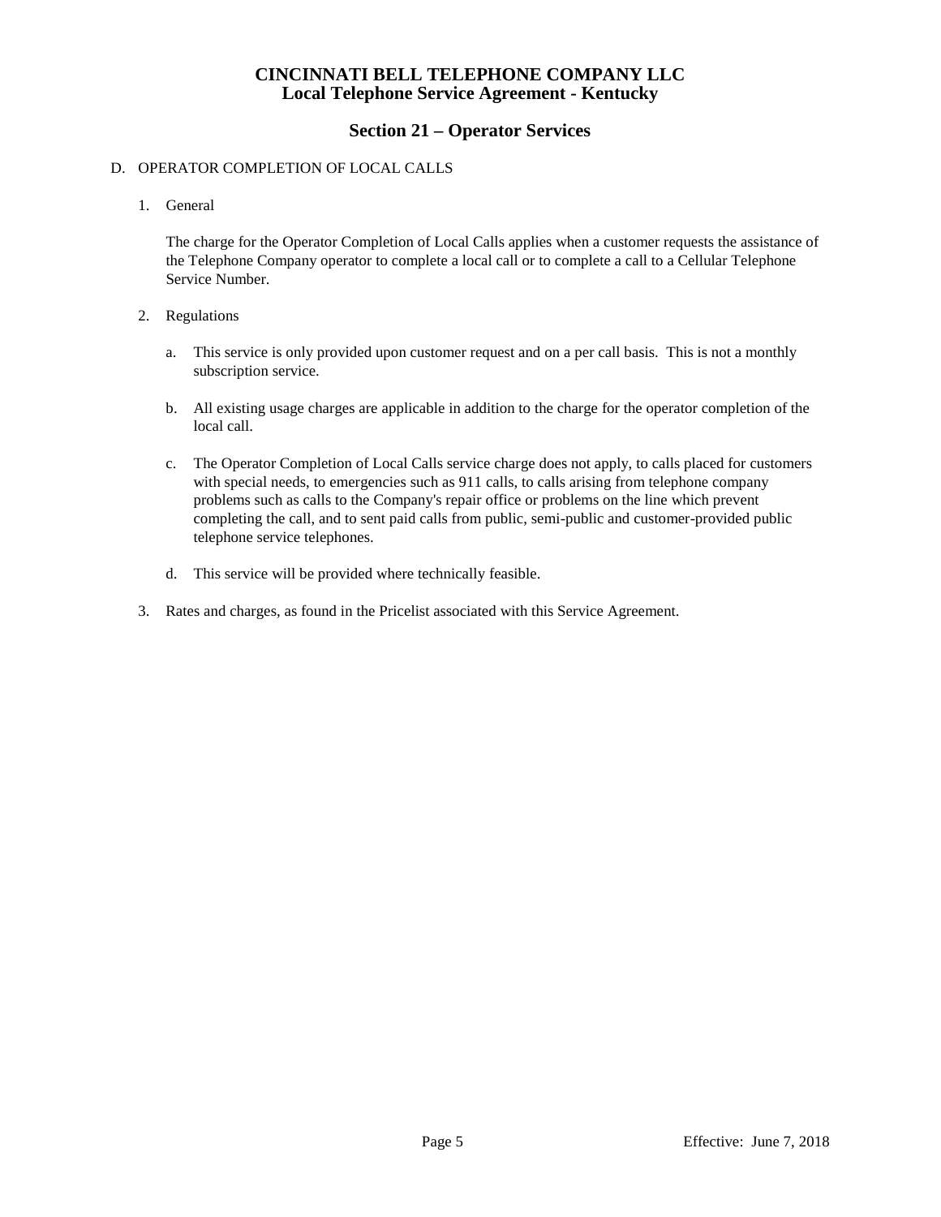# CINCINNATI BELL TELEPHONE COMPANY LLC
## Local Telephone Service Agreement - Kentucky

## Section 21 – Operator Services

D. OPERATOR COMPLETION OF LOCAL CALLS

1. General

   The charge for the Operator Completion of Local Calls applies when a customer requests the assistance of the Telephone Company operator to complete a local call or to complete a call to a Cellular Telephone Service Number.

2. Regulations

   a. This service is only provided upon customer request and on a per call basis. This is not a monthly subscription service.

   b. All existing usage charges are applicable in addition to the charge for the operator completion of the local call.

   c. The Operator Completion of Local Calls service charge does not apply, to calls placed for customers with special needs, to emergencies such as 911 calls, to calls arising from telephone company problems such as calls to the Company's repair office or problems on the line which prevent completing the call, and to sent paid calls from public, semi-public and customer-provided public telephone service telephones.

   d. This service will be provided where technically feasible.

3. Rates and charges, as found in the Pricelist associated with this Service Agreement.

Effective: June 7, 2018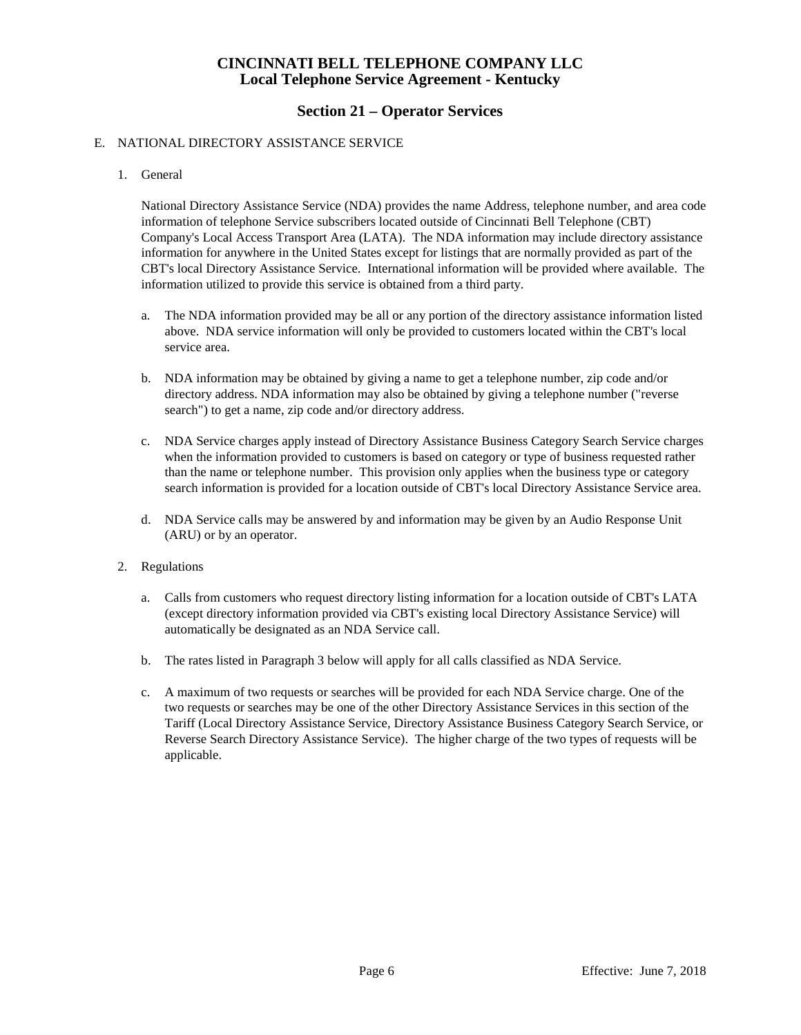# CINCINNATI BELL TELEPHONE COMPANY LLC
## Local Telephone Service Agreement - Kentucky

## Section 21 – Operator Services

E. NATIONAL DIRECTORY ASSISTANCE SERVICE

1. General

   National Directory Assistance Service (NDA) provides the name Address, telephone number, and area code information of telephone Service subscribers located outside of Cincinnati Bell Telephone (CBT) Company's Local Access Transport Area (LATA). The NDA information may include directory assistance information for anywhere in the United States except for listings that are normally provided as part of the CBT's local Directory Assistance Service. International information will be provided where available. The information utilized to provide this service is obtained from a third party.

   a. The NDA information provided may be all or any portion of the directory assistance information listed above. NDA service information will only be provided to customers located within the CBT's local service area.

   b. NDA information may be obtained by giving a name to get a telephone number, zip code and/or directory address. NDA information may also be obtained by giving a telephone number ("reverse search") to get a name, zip code and/or directory address.

   c. NDA Service charges apply instead of Directory Assistance Business Category Search Service charges when the information provided to customers is based on category or type of business requested rather than the name or telephone number. This provision only applies when the business type or category search information is provided for a location outside of CBT's local Directory Assistance Service area.

   d. NDA Service calls may be answered by and information may be given by an Audio Response Unit (ARU) or by an operator.

2. Regulations

   a. Calls from customers who request directory listing information for a location outside of CBT's LATA (except directory information provided via CBT's existing local Directory Assistance Service) will automatically be designated as an NDA Service call.

   b. The rates listed in Paragraph 3 below will apply for all calls classified as NDA Service.

   c. A maximum of two requests or searches will be provided for each NDA Service charge. One of the two requests or searches may be one of the other Directory Assistance Services in this section of the Tariff (Local Directory Assistance Service, Directory Assistance Business Category Search Service, or Reverse Search Directory Assistance Service). The higher charge of the two types of requests will be applicable.

Effective: June 7, 2018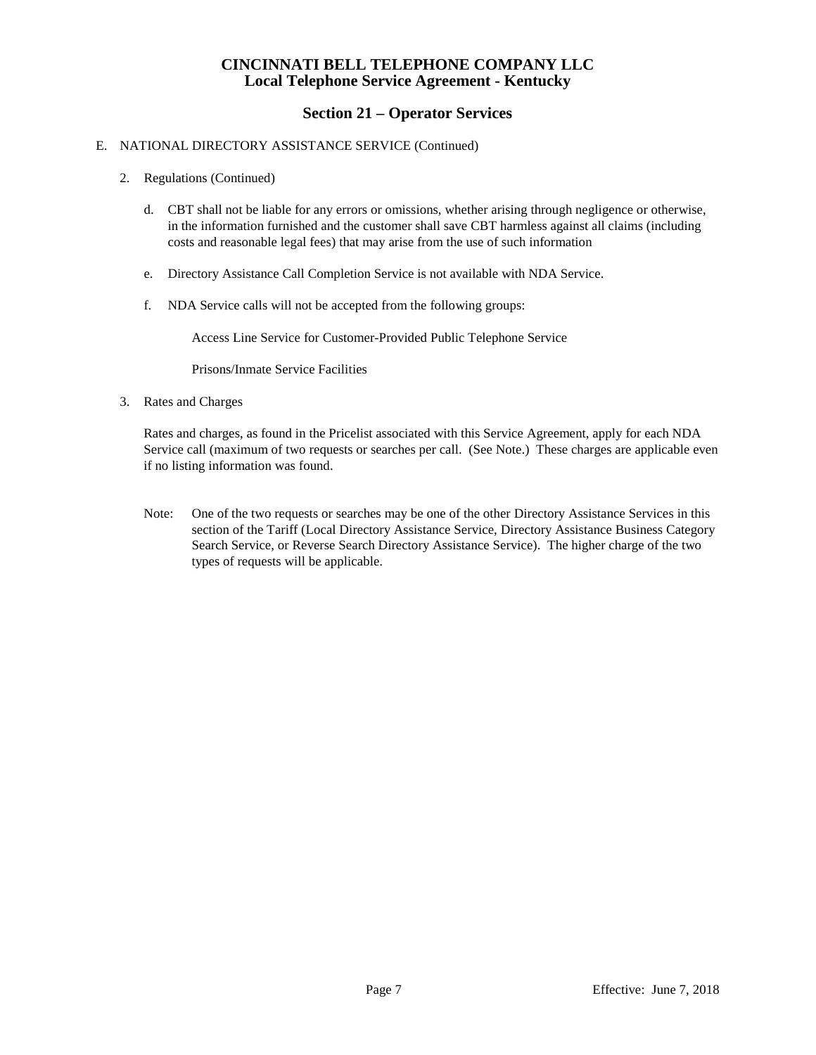# CINCINNATI BELL TELEPHONE COMPANY LLC
# Local Telephone Service Agreement - Kentucky

## Section 21 – Operator Services

E. NATIONAL DIRECTORY ASSISTANCE SERVICE (Continued)

2. Regulations (Continued)

   d. CBT shall not be liable for any errors or omissions, whether arising through negligence or otherwise, in the information furnished and the customer shall save CBT harmless against all claims (including costs and reasonable legal fees) that may arise from the use of such information

   e. Directory Assistance Call Completion Service is not available with NDA Service.

   f. NDA Service calls will not be accepted from the following groups:

      Access Line Service for Customer-Provided Public Telephone Service

      Prisons/Inmate Service Facilities

3. Rates and Charges

   Rates and charges, as found in the Pricelist associated with this Service Agreement, apply for each NDA Service call (maximum of two requests or searches per call. (See Note.) These charges are applicable even if no listing information was found.

   Note: One of the two requests or searches may be one of the other Directory Assistance Services in this section of the Tariff (Local Directory Assistance Service, Directory Assistance Business Category Search Service, or Reverse Search Directory Assistance Service). The higher charge of the two types of requests will be applicable.

Effective: June 7, 2018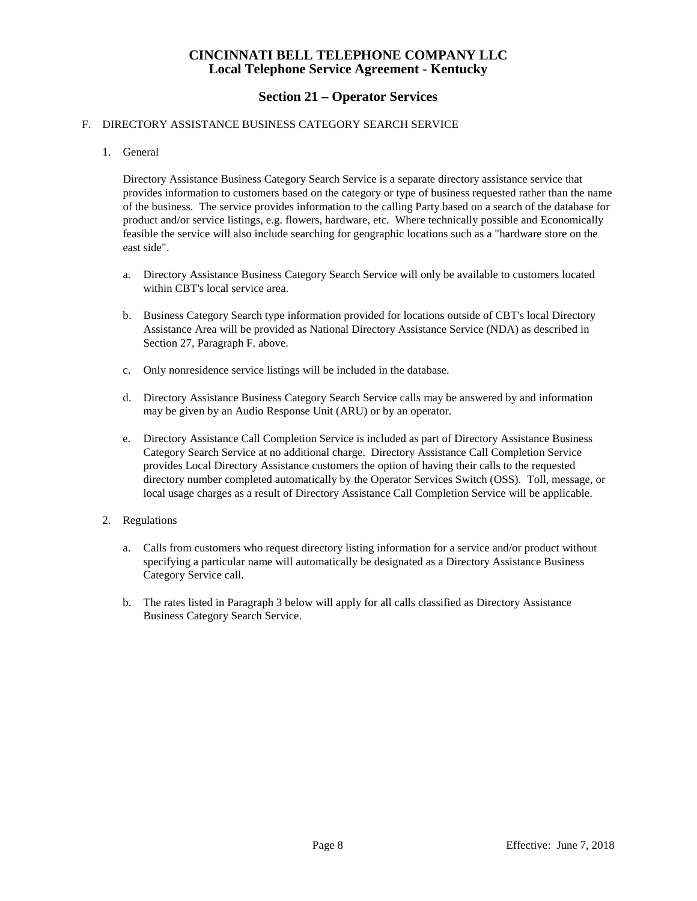# CINCINNATI BELL TELEPHONE COMPANY LLC
## Local Telephone Service Agreement - Kentucky

## Section 21 – Operator Services

F. DIRECTORY ASSISTANCE BUSINESS CATEGORY SEARCH SERVICE

1. General

   Directory Assistance Business Category Search Service is a separate directory assistance service that provides information to customers based on the category or type of business requested rather than the name of the business. The service provides information to the calling Party based on a search of the database for product and/or service listings, e.g. flowers, hardware, etc. Where technically possible and Economically feasible the service will also include searching for geographic locations such as a "hardware store on the east side".

   a. Directory Assistance Business Category Search Service will only be available to customers located within CBT's local service area.

   b. Business Category Search type information provided for locations outside of CBT's local Directory Assistance Area will be provided as National Directory Assistance Service (NDA) as described in Section 27, Paragraph F. above.

   c. Only nonresidence service listings will be included in the database.

   d. Directory Assistance Business Category Search Service calls may be answered by and information may be given by an Audio Response Unit (ARU) or by an operator.

   e. Directory Assistance Call Completion Service is included as part of Directory Assistance Business Category Search Service at no additional charge. Directory Assistance Call Completion Service provides Local Directory Assistance customers the option of having their calls to the requested directory number completed automatically by the Operator Services Switch (OSS). Toll, message, or local usage charges as a result of Directory Assistance Call Completion Service will be applicable.

2. Regulations

   a. Calls from customers who request directory listing information for a service and/or product without specifying a particular name will automatically be designated as a Directory Assistance Business Category Service call.

   b. The rates listed in Paragraph 3 below will apply for all calls classified as Directory Assistance Business Category Search Service.

Effective: June 7, 2018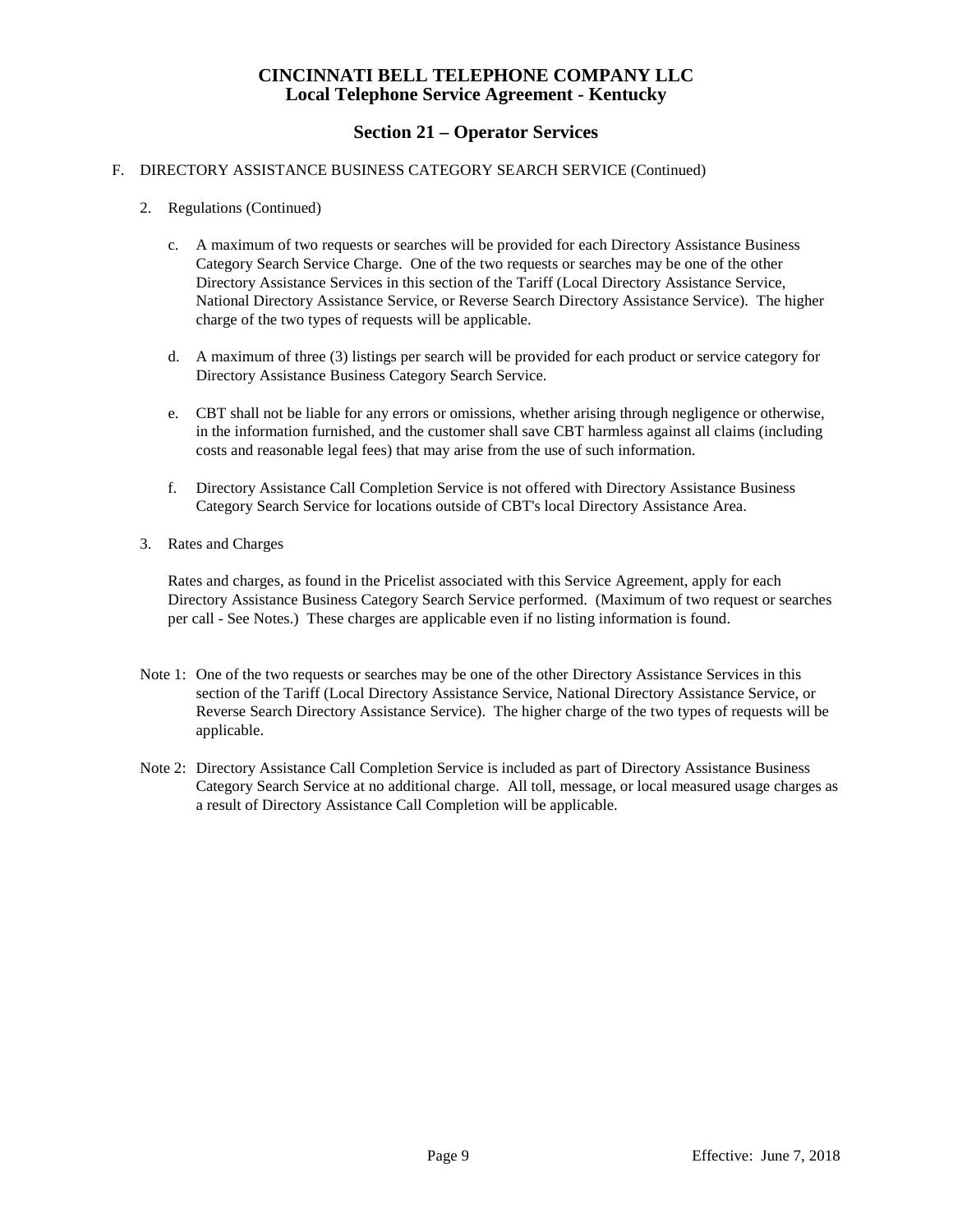# CINCINNATI BELL TELEPHONE COMPANY LLC
## Local Telephone Service Agreement - Kentucky

## Section 21 – Operator Services

F. DIRECTORY ASSISTANCE BUSINESS CATEGORY SEARCH SERVICE (Continued)

2. Regulations (Continued)

   c. A maximum of two requests or searches will be provided for each Directory Assistance Business Category Search Service Charge. One of the two requests or searches may be one of the other Directory Assistance Services in this section of the Tariff (Local Directory Assistance Service, National Directory Assistance Service, or Reverse Search Directory Assistance Service). The higher charge of the two types of requests will be applicable.

   d. A maximum of three (3) listings per search will be provided for each product or service category for Directory Assistance Business Category Search Service.

   e. CBT shall not be liable for any errors or omissions, whether arising through negligence or otherwise, in the information furnished, and the customer shall save CBT harmless against all claims (including costs and reasonable legal fees) that may arise from the use of such information.

   f. Directory Assistance Call Completion Service is not offered with Directory Assistance Business Category Search Service for locations outside of CBT's local Directory Assistance Area.

3. Rates and Charges

   Rates and charges, as found in the Pricelist associated with this Service Agreement, apply for each Directory Assistance Business Category Search Service performed. (Maximum of two request or searches per call - See Notes.) These charges are applicable even if no listing information is found.

Note 1: One of the two requests or searches may be one of the other Directory Assistance Services in this section of the Tariff (Local Directory Assistance Service, National Directory Assistance Service, or Reverse Search Directory Assistance Service). The higher charge of the two types of requests will be applicable.

Note 2: Directory Assistance Call Completion Service is included as part of Directory Assistance Business Category Search Service at no additional charge. All toll, message, or local measured usage charges as a result of Directory Assistance Call Completion will be applicable.

Effective: June 7, 2018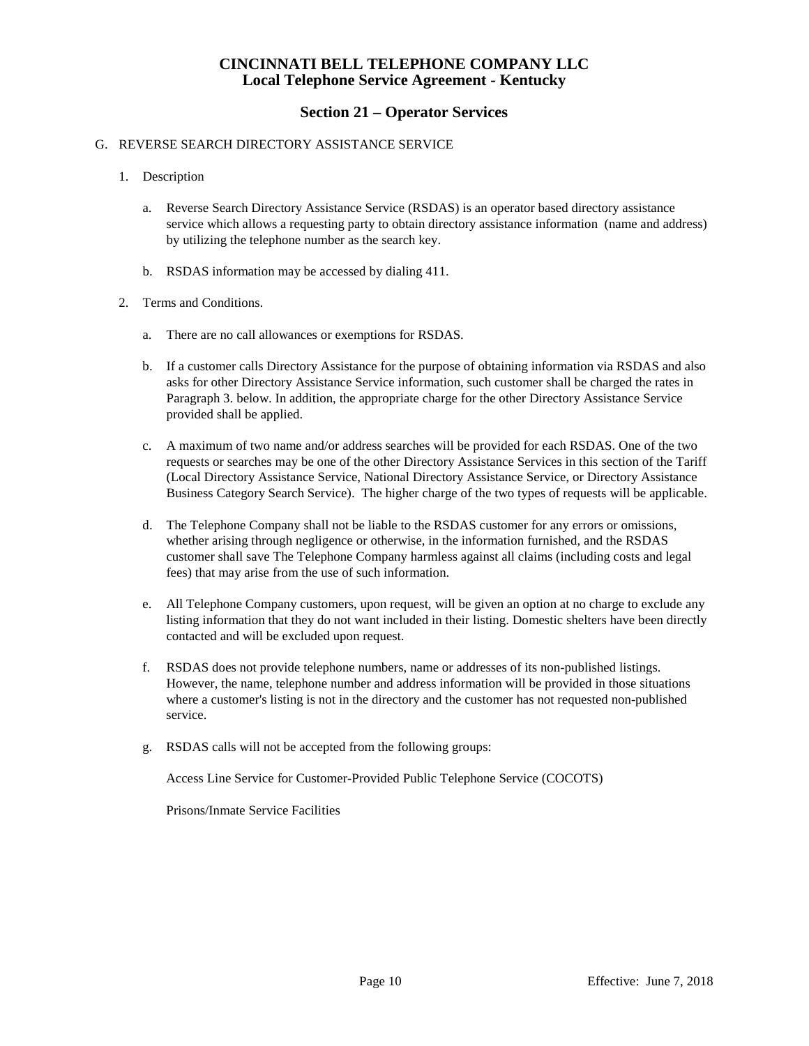# CINCINNATI BELL TELEPHONE COMPANY LLC
# Local Telephone Service Agreement - Kentucky

## Section 21 – Operator Services

G. REVERSE SEARCH DIRECTORY ASSISTANCE SERVICE

1. Description

   a. Reverse Search Directory Assistance Service (RSDAS) is an operator based directory assistance service which allows a requesting party to obtain directory assistance information (name and address) by utilizing the telephone number as the search key.

   b. RSDAS information may be accessed by dialing 411.

2. Terms and Conditions.

   a. There are no call allowances or exemptions for RSDAS.

   b. If a customer calls Directory Assistance for the purpose of obtaining information via RSDAS and also asks for other Directory Assistance Service information, such customer shall be charged the rates in Paragraph 3. below. In addition, the appropriate charge for the other Directory Assistance Service provided shall be applied.

   c. A maximum of two name and/or address searches will be provided for each RSDAS. One of the two requests or searches may be one of the other Directory Assistance Services in this section of the Tariff (Local Directory Assistance Service, National Directory Assistance Service, or Directory Assistance Business Category Search Service). The higher charge of the two types of requests will be applicable.

   d. The Telephone Company shall not be liable to the RSDAS customer for any errors or omissions, whether arising through negligence or otherwise, in the information furnished, and the RSDAS customer shall save The Telephone Company harmless against all claims (including costs and legal fees) that may arise from the use of such information.

   e. All Telephone Company customers, upon request, will be given an option at no charge to exclude any listing information that they do not want included in their listing. Domestic shelters have been directly contacted and will be excluded upon request.

   f. RSDAS does not provide telephone numbers, name or addresses of its non-published listings. However, the name, telephone number and address information will be provided in those situations where a customer's listing is not in the directory and the customer has not requested non-published service.

   g. RSDAS calls will not be accepted from the following groups:

      Access Line Service for Customer-Provided Public Telephone Service (COCOTS)

      Prisons/Inmate Service Facilities

Effective: June 7, 2018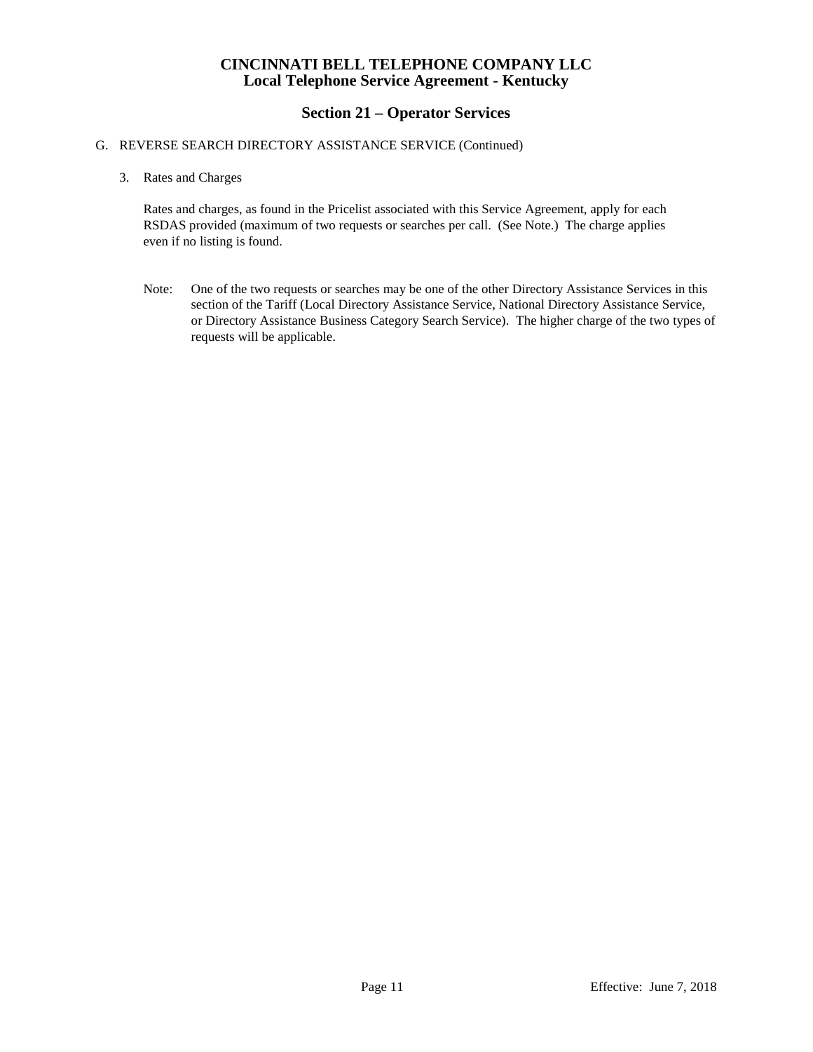# CINCINNATI BELL TELEPHONE COMPANY LLC
## Local Telephone Service Agreement - Kentucky

### Section 21 – Operator Services

G. REVERSE SEARCH DIRECTORY ASSISTANCE SERVICE (Continued)

3. Rates and Charges

   Rates and charges, as found in the Pricelist associated with this Service Agreement, apply for each RSDAS provided (maximum of two requests or searches per call. (See Note.) The charge applies even if no listing is found.

   Note: One of the two requests or searches may be one of the other Directory Assistance Services in this section of the Tariff (Local Directory Assistance Service, National Directory Assistance Service, or Directory Assistance Business Category Search Service). The higher charge of the two types of requests will be applicable.

Effective: June 7, 2018